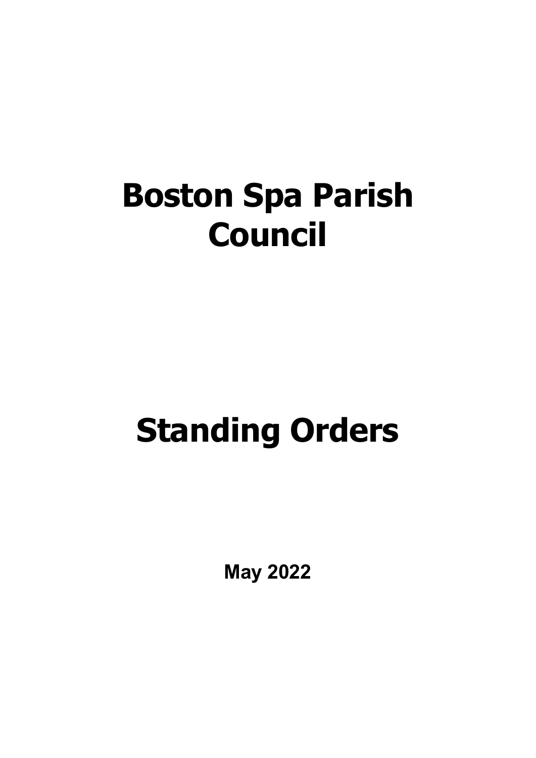# Boston Spa Parish Council

# Standing Orders

**May 2022**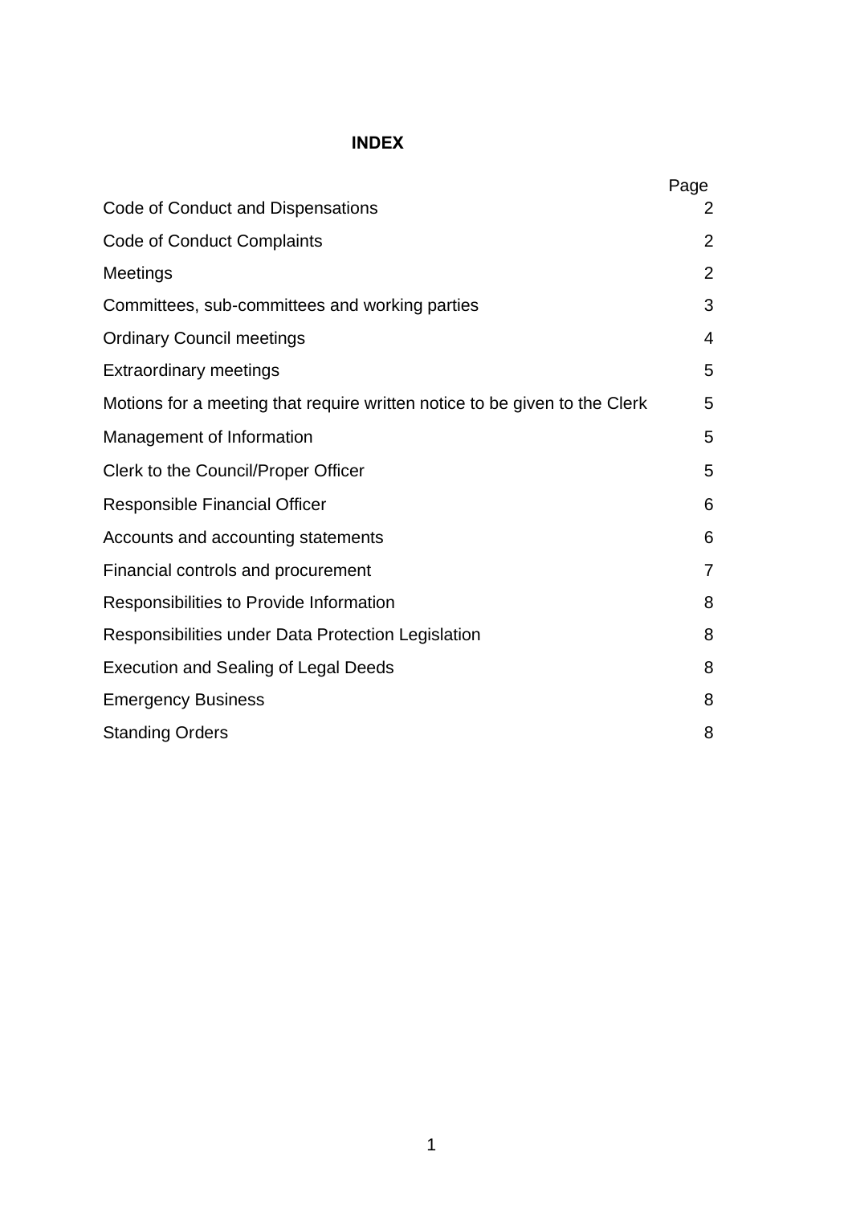**INDEX**

| | Page |
|---|---|
| Code of Conduct and Dispensations | 2 |
| Code of Conduct Complaints | 2 |
| Meetings | 2 |
| Committees, sub-committees and working parties | 3 |
| Ordinary Council meetings | 4 |
| Extraordinary meetings | 5 |
| Motions for a meeting that require written notice to be given to the Clerk | 5 |
| Management of Information | 5 |
| Clerk to the Council/Proper Officer | 5 |
| Responsible Financial Officer | 6 |
| Accounts and accounting statements | 6 |
| Financial controls and procurement | 7 |
| Responsibilities to Provide Information | 8 |
| Responsibilities under Data Protection Legislation | 8 |
| Execution and Sealing of Legal Deeds | 8 |
| Emergency Business | 8 |
| Standing Orders | 8 |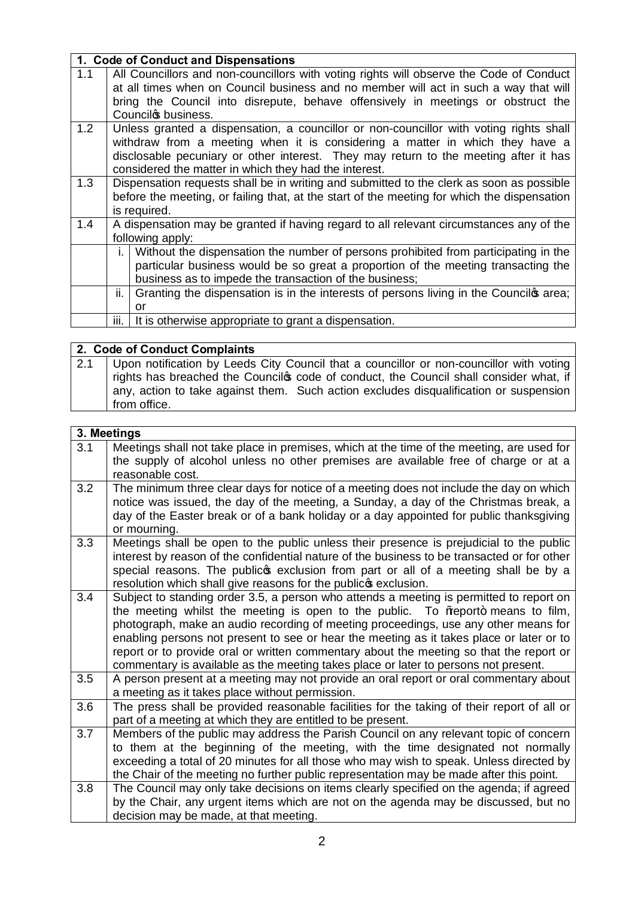| 1. Code of Conduct and Dispensations | | |
|---|---|---|
| 1.1 | All Councillors and non-councillors with voting rights will observe the Code of Conduct at all times when on Council business and no member will act in such a way that will bring the Council into disrepute, behave offensively in meetings or obstruct the Council's business. | |
| 1.2 | Unless granted a dispensation, a councillor or non-councillor with voting rights shall withdraw from a meeting when it is considering a matter in which they have a disclosable pecuniary or other interest. They may return to the meeting after it has considered the matter in which they had the interest. | |
| 1.3 | Dispensation requests shall be in writing and submitted to the clerk as soon as possible before the meeting, or failing that, at the start of the meeting for which the dispensation is required. | |
| 1.4 | A dispensation may be granted if having regard to all relevant circumstances any of the following apply: | |
| | i. | Without the dispensation the number of persons prohibited from participating in the particular business would be so great a proportion of the meeting transacting the business as to impede the transaction of the business; |
| | ii. | Granting the dispensation is in the interests of persons living in the Council's area; or |
| | iii. | It is otherwise appropriate to grant a dispensation. |

| 2. Code of Conduct Complaints | |
|---|---|
| 2.1 | Upon notification by Leeds City Council that a councillor or non-councillor with voting rights has breached the Council's code of conduct, the Council shall consider what, if any, action to take against them. Such action excludes disqualification or suspension from office. |

| 3. Meetings | |
|---|---|
| 3.1 | Meetings shall not take place in premises, which at the time of the meeting, are used for the supply of alcohol unless no other premises are available free of charge or at a reasonable cost. |
| 3.2 | The minimum three clear days for notice of a meeting does not include the day on which notice was issued, the day of the meeting, a Sunday, a day of the Christmas break, a day of the Easter break or of a bank holiday or a day appointed for public thanksgiving or mourning. |
| 3.3 | Meetings shall be open to the public unless their presence is prejudicial to the public interest by reason of the confidential nature of the business to be transacted or for other special reasons. The public's exclusion from part or all of a meeting shall be by a resolution which shall give reasons for the public's exclusion. |
| 3.4 | Subject to standing order 3.5, a person who attends a meeting is permitted to report on the meeting whilst the meeting is open to the public. To "report" means to film, photograph, make an audio recording of meeting proceedings, use any other means for enabling persons not present to see or hear the meeting as it takes place or later or to report or to provide oral or written commentary about the meeting so that the report or commentary is available as the meeting takes place or later to persons not present. |
| 3.5 | A person present at a meeting may not provide an oral report or oral commentary about a meeting as it takes place without permission. |
| 3.6 | The press shall be provided reasonable facilities for the taking of their report of all or part of a meeting at which they are entitled to be present. |
| 3.7 | Members of the public may address the Parish Council on any relevant topic of concern to them at the beginning of the meeting, with the time designated not normally exceeding a total of 20 minutes for all those who may wish to speak. Unless directed by the Chair of the meeting no further public representation may be made after this point. |
| 3.8 | The Council may only take decisions on items clearly specified on the agenda; if agreed by the Chair, any urgent items which are not on the agenda may be discussed, but no decision may be made, at that meeting. |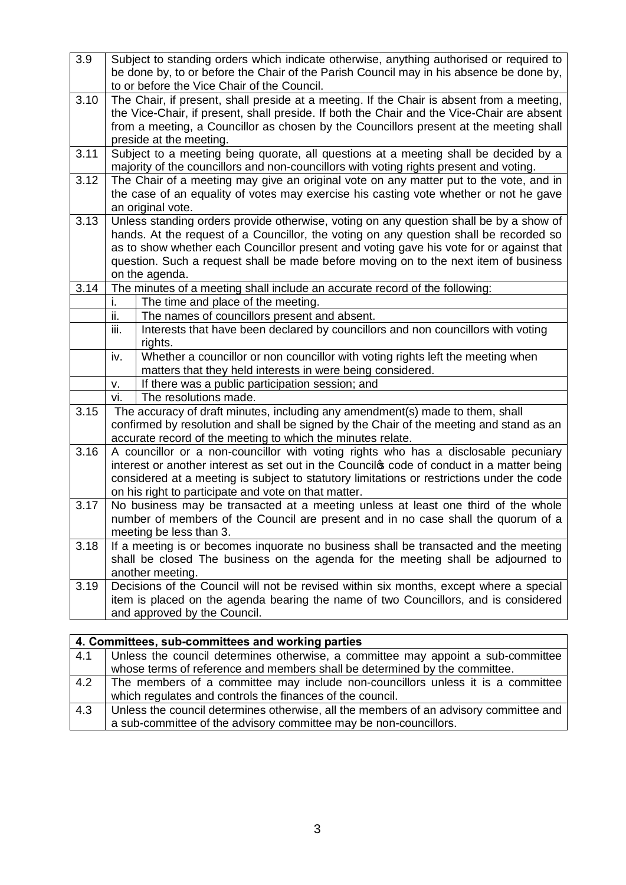| | |
|---|---|
| 3.9 | Subject to standing orders which indicate otherwise, anything authorised or required to be done by, to or before the Chair of the Parish Council may in his absence be done by, to or before the Vice Chair of the Council. |
| 3.10 | The Chair, if present, shall preside at a meeting. If the Chair is absent from a meeting, the Vice-Chair, if present, shall preside. If both the Chair and the Vice-Chair are absent from a meeting, a Councillor as chosen by the Councillors present at the meeting shall preside at the meeting. |
| 3.11 | Subject to a meeting being quorate, all questions at a meeting shall be decided by a majority of the councillors and non-councillors with voting rights present and voting. |
| 3.12 | The Chair of a meeting may give an original vote on any matter put to the vote, and in the case of an equality of votes may exercise his casting vote whether or not he gave an original vote. |
| 3.13 | Unless standing orders provide otherwise, voting on any question shall be by a show of hands. At the request of a Councillor, the voting on any question shall be recorded so as to show whether each Councillor present and voting gave his vote for or against that question. Such a request shall be made before moving on to the next item of business on the agenda. |
| 3.14 | The minutes of a meeting shall include an accurate record of the following:<br>i. The time and place of the meeting.<br>ii. The names of councillors present and absent.<br>iii. Interests that have been declared by councillors and non councillors with voting rights.<br>iv. Whether a councillor or non councillor with voting rights left the meeting when matters that they held interests in were being considered.<br>v. If there was a public participation session; and<br>vi. The resolutions made. |
| 3.15 | The accuracy of draft minutes, including any amendment(s) made to them, shall confirmed by resolution and shall be signed by the Chair of the meeting and stand as an accurate record of the meeting to which the minutes relate. |
| 3.16 | A councillor or a non-councillor with voting rights who has a disclosable pecuniary interest or another interest as set out in the Council's code of conduct in a matter being considered at a meeting is subject to statutory limitations or restrictions under the code on his right to participate and vote on that matter. |
| 3.17 | No business may be transacted at a meeting unless at least one third of the whole number of members of the Council are present and in no case shall the quorum of a meeting be less than 3. |
| 3.18 | If a meeting is or becomes inquorate no business shall be transacted and the meeting shall be closed The business on the agenda for the meeting shall be adjourned to another meeting. |
| 3.19 | Decisions of the Council will not be revised within six months, except where a special item is placed on the agenda bearing the name of two Councillors, and is considered and approved by the Council. |

| **4. Committees, sub-committees and working parties** | |
|---|---|
| 4.1 | Unless the council determines otherwise, a committee may appoint a sub-committee whose terms of reference and members shall be determined by the committee. |
| 4.2 | The members of a committee may include non-councillors unless it is a committee which regulates and controls the finances of the council. |
| 4.3 | Unless the council determines otherwise, all the members of an advisory committee and a sub-committee of the advisory committee may be non-councillors. |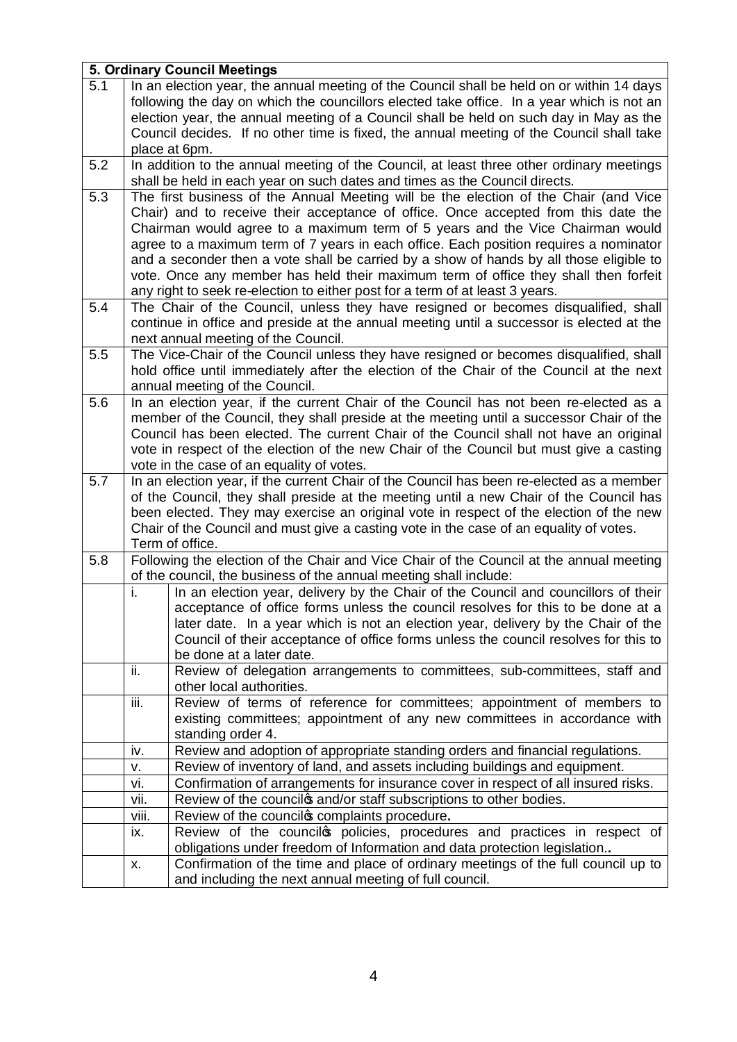| 5. Ordinary Council Meetings | | |
|---|---|---|
| 5.1 | In an election year, the annual meeting of the Council shall be held on or within 14 days following the day on which the councillors elected take office. In a year which is not an election year, the annual meeting of a Council shall be held on such day in May as the Council decides. If no other time is fixed, the annual meeting of the Council shall take place at 6pm. | |
| 5.2 | In addition to the annual meeting of the Council, at least three other ordinary meetings shall be held in each year on such dates and times as the Council directs. | |
| 5.3 | The first business of the Annual Meeting will be the election of the Chair (and Vice Chair) and to receive their acceptance of office. Once accepted from this date the Chairman would agree to a maximum term of 5 years and the Vice Chairman would agree to a maximum term of 7 years in each office. Each position requires a nominator and a seconder then a vote shall be carried by a show of hands by all those eligible to vote. Once any member has held their maximum term of office they shall then forfeit any right to seek re-election to either post for a term of at least 3 years. | |
| 5.4 | The Chair of the Council, unless they have resigned or becomes disqualified, shall continue in office and preside at the annual meeting until a successor is elected at the next annual meeting of the Council. | |
| 5.5 | The Vice-Chair of the Council unless they have resigned or becomes disqualified, shall hold office until immediately after the election of the Chair of the Council at the next annual meeting of the Council. | |
| 5.6 | In an election year, if the current Chair of the Council has not been re-elected as a member of the Council, they shall preside at the meeting until a successor Chair of the Council has been elected. The current Chair of the Council shall not have an original vote in respect of the election of the new Chair of the Council but must give a casting vote in the case of an equality of votes. | |
| 5.7 | In an election year, if the current Chair of the Council has been re-elected as a member of the Council, they shall preside at the meeting until a new Chair of the Council has been elected. They may exercise an original vote in respect of the election of the new Chair of the Council and must give a casting vote in the case of an equality of votes. Term of office. | |
| 5.8 | Following the election of the Chair and Vice Chair of the Council at the annual meeting of the council, the business of the annual meeting shall include: | |
| | i. | In an election year, delivery by the Chair of the Council and councillors of their acceptance of office forms unless the council resolves for this to be done at a later date. In a year which is not an election year, delivery by the Chair of the Council of their acceptance of office forms unless the council resolves for this to be done at a later date. |
| | ii. | Review of delegation arrangements to committees, sub-committees, staff and other local authorities. |
| | iii. | Review of terms of reference for committees; appointment of members to existing committees; appointment of any new committees in accordance with standing order 4. |
| | iv. | Review and adoption of appropriate standing orders and financial regulations. |
| | v. | Review of inventory of land, and assets including buildings and equipment. |
| | vi. | Confirmation of arrangements for insurance cover in respect of all insured risks. |
| | vii. | Review of the council's and/or staff subscriptions to other bodies. |
| | viii. | Review of the council's complaints procedure. |
| | ix. | Review of the council's policies, procedures and practices in respect of obligations under freedom of Information and data protection legislation.. |
| | x. | Confirmation of the time and place of ordinary meetings of the full council up to and including the next annual meeting of full council. |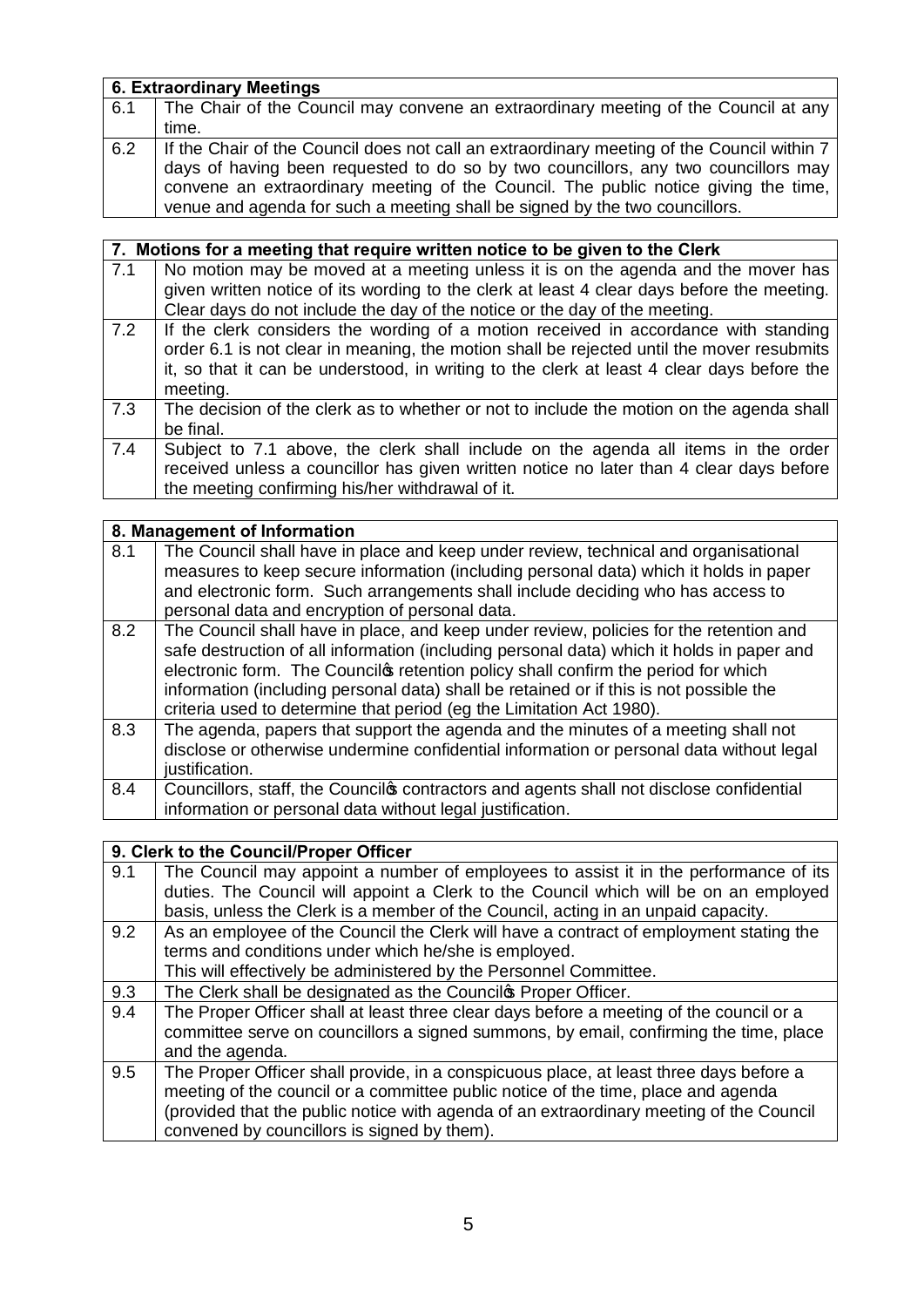| 6. Extraordinary Meetings | |
|---|---|
| 6.1 | The Chair of the Council may convene an extraordinary meeting of the Council at any time. |
| 6.2 | If the Chair of the Council does not call an extraordinary meeting of the Council within 7 days of having been requested to do so by two councillors, any two councillors may convene an extraordinary meeting of the Council. The public notice giving the time, venue and agenda for such a meeting shall be signed by the two councillors. |

| 7. Motions for a meeting that require written notice to be given to the Clerk | |
|---|---|
| 7.1 | No motion may be moved at a meeting unless it is on the agenda and the mover has given written notice of its wording to the clerk at least 4 clear days before the meeting. Clear days do not include the day of the notice or the day of the meeting. |
| 7.2 | If the clerk considers the wording of a motion received in accordance with standing order 6.1 is not clear in meaning, the motion shall be rejected until the mover resubmits it, so that it can be understood, in writing to the clerk at least 4 clear days before the meeting. |
| 7.3 | The decision of the clerk as to whether or not to include the motion on the agenda shall be final. |
| 7.4 | Subject to 7.1 above, the clerk shall include on the agenda all items in the order received unless a councillor has given written notice no later than 4 clear days before the meeting confirming his/her withdrawal of it. |

| 8. Management of Information | |
|---|---|
| 8.1 | The Council shall have in place and keep under review, technical and organisational measures to keep secure information (including personal data) which it holds in paper and electronic form. Such arrangements shall include deciding who has access to personal data and encryption of personal data. |
| 8.2 | The Council shall have in place, and keep under review, policies for the retention and safe destruction of all information (including personal data) which it holds in paper and electronic form. The Council's retention policy shall confirm the period for which information (including personal data) shall be retained or if this is not possible the criteria used to determine that period (eg the Limitation Act 1980). |
| 8.3 | The agenda, papers that support the agenda and the minutes of a meeting shall not disclose or otherwise undermine confidential information or personal data without legal justification. |
| 8.4 | Councillors, staff, the Council's contractors and agents shall not disclose confidential information or personal data without legal justification. |

| 9. Clerk to the Council/Proper Officer | |
|---|---|
| 9.1 | The Council may appoint a number of employees to assist it in the performance of its duties. The Council will appoint a Clerk to the Council which will be on an employed basis, unless the Clerk is a member of the Council, acting in an unpaid capacity. |
| 9.2 | As an employee of the Council the Clerk will have a contract of employment stating the terms and conditions under which he/she is employed.<br>This will effectively be administered by the Personnel Committee. |
| 9.3 | The Clerk shall be designated as the Council's Proper Officer. |
| 9.4 | The Proper Officer shall at least three clear days before a meeting of the council or a committee serve on councillors a signed summons, by email, confirming the time, place and the agenda. |
| 9.5 | The Proper Officer shall provide, in a conspicuous place, at least three days before a meeting of the council or a committee public notice of the time, place and agenda (provided that the public notice with agenda of an extraordinary meeting of the Council convened by councillors is signed by them). |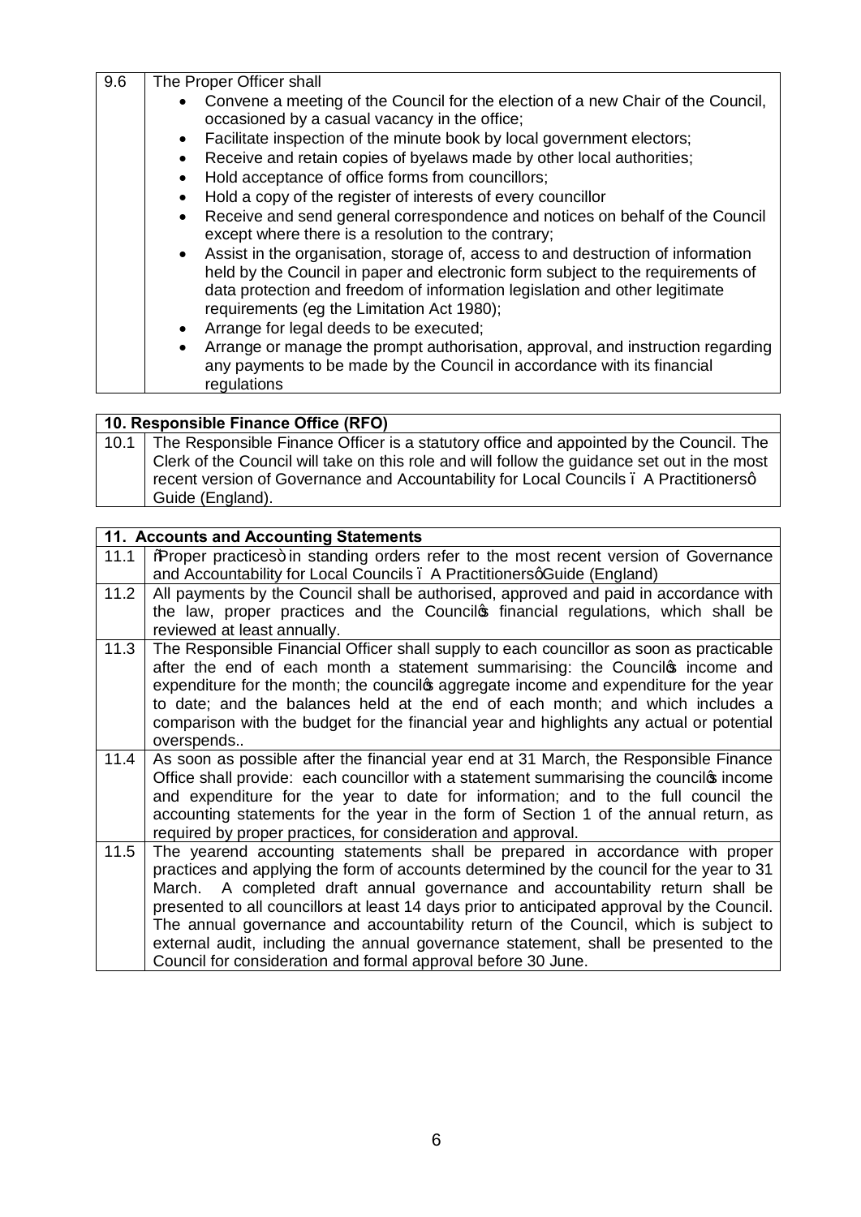| 9.6 | The Proper Officer shall<br>• Convene a meeting of the Council for the election of a new Chair of the Council, occasioned by a casual vacancy in the office;<br>• Facilitate inspection of the minute book by local government electors;<br>• Receive and retain copies of byelaws made by other local authorities;<br>• Hold acceptance of office forms from councillors;<br>• Hold a copy of the register of interests of every councillor<br>• Receive and send general correspondence and notices on behalf of the Council except where there is a resolution to the contrary;<br>• Assist in the organisation, storage of, access to and destruction of information held by the Council in paper and electronic form subject to the requirements of data protection and freedom of information legislation and other legitimate requirements (eg the Limitation Act 1980);<br>• Arrange for legal deeds to be executed;<br>• Arrange or manage the prompt authorisation, approval, and instruction regarding any payments to be made by the Council in accordance with its financial regulations |
|---|---|

| **10. Responsible Finance Office (RFO)** | |
|---|---|
| 10.1 | The Responsible Finance Officer is a statutory office and appointed by the Council. The Clerk of the Council will take on this role and will follow the guidance set out in the most recent version of Governance and Accountability for Local Councils – A Practitioners' Guide (England). |

| **11. Accounts and Accounting Statements** | |
|---|---|
| 11.1 | "Proper practices" in standing orders refer to the most recent version of Governance and Accountability for Local Councils – A Practitioners' Guide (England) |
| 11.2 | All payments by the Council shall be authorised, approved and paid in accordance with the law, proper practices and the Council's financial regulations, which shall be reviewed at least annually. |
| 11.3 | The Responsible Financial Officer shall supply to each councillor as soon as practicable after the end of each month a statement summarising: the Council's income and expenditure for the month; the council's aggregate income and expenditure for the year to date; and the balances held at the end of each month; and which includes a comparison with the budget for the financial year and highlights any actual or potential overspends.. |
| 11.4 | As soon as possible after the financial year end at 31 March, the Responsible Finance Office shall provide: each councillor with a statement summarising the council's income and expenditure for the year to date for information; and to the full council the accounting statements for the year in the form of Section 1 of the annual return, as required by proper practices, for consideration and approval. |
| 11.5 | The yearend accounting statements shall be prepared in accordance with proper practices and applying the form of accounts determined by the council for the year to 31 March. A completed draft annual governance and accountability return shall be presented to all councillors at least 14 days prior to anticipated approval by the Council. The annual governance and accountability return of the Council, which is subject to external audit, including the annual governance statement, shall be presented to the Council for consideration and formal approval before 30 June. |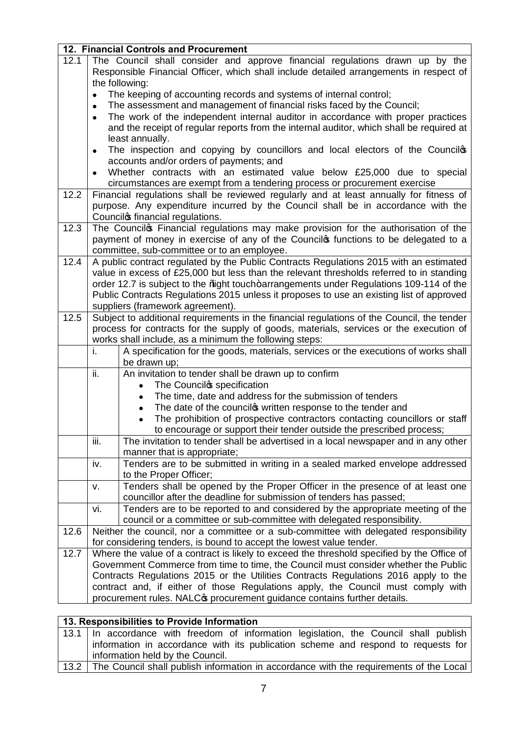## 12. Financial Controls and Procurement

| | | |
|---|---|---|
| 12.1 | The Council shall consider and approve financial regulations drawn up by the Responsible Financial Officer, which shall include detailed arrangements in respect of the following:<br>• The keeping of accounting records and systems of internal control;<br>• The assessment and management of financial risks faced by the Council;<br>• The work of the independent internal auditor in accordance with proper practices and the receipt of regular reports from the internal auditor, which shall be required at least annually.<br>• The inspection and copying by councillors and local electors of the Council's accounts and/or orders of payments; and<br>• Whether contracts with an estimated value below £25,000 due to special circumstances are exempt from a tendering process or procurement exercise | |
| 12.2 | Financial regulations shall be reviewed regularly and at least annually for fitness of purpose. Any expenditure incurred by the Council shall be in accordance with the Council's financial regulations. | |
| 12.3 | The Council's Financial regulations may make provision for the authorisation of the payment of money in exercise of any of the Council's functions to be delegated to a committee, sub-committee or to an employee. | |
| 12.4 | A public contract regulated by the Public Contracts Regulations 2015 with an estimated value in excess of £25,000 but less than the relevant thresholds referred to in standing order 12.7 is subject to the "light touch" arrangements under Regulations 109-114 of the Public Contracts Regulations 2015 unless it proposes to use an existing list of approved suppliers (framework agreement). | |
| 12.5 | Subject to additional requirements in the financial regulations of the Council, the tender process for contracts for the supply of goods, materials, services or the execution of works shall include, as a minimum the following steps: | |
| | i. | A specification for the goods, materials, services or the executions of works shall be drawn up; |
| | ii. | An invitation to tender shall be drawn up to confirm<br>• The Council's specification<br>• The time, date and address for the submission of tenders<br>• The date of the council's written response to the tender and<br>• The prohibition of prospective contractors contacting councillors or staff to encourage or support their tender outside the prescribed process; |
| | iii. | The invitation to tender shall be advertised in a local newspaper and in any other manner that is appropriate; |
| | iv. | Tenders are to be submitted in writing in a sealed marked envelope addressed to the Proper Officer; |
| | v. | Tenders shall be opened by the Proper Officer in the presence of at least one councillor after the deadline for submission of tenders has passed; |
| | vi. | Tenders are to be reported to and considered by the appropriate meeting of the council or a committee or sub-committee with delegated responsibility. |
| 12.6 | Neither the council, nor a committee or a sub-committee with delegated responsibility for considering tenders, is bound to accept the lowest value tender. | |
| 12.7 | Where the value of a contract is likely to exceed the threshold specified by the Office of Government Commerce from time to time, the Council must consider whether the Public Contracts Regulations 2015 or the Utilities Contracts Regulations 2016 apply to the contract and, if either of those Regulations apply, the Council must comply with procurement rules. NALC's procurement guidance contains further details. | |

## 13. Responsibilities to Provide Information

| | |
|---|---|
| 13.1 | In accordance with freedom of information legislation, the Council shall publish information in accordance with its publication scheme and respond to requests for information held by the Council. |
| 13.2 | The Council shall publish information in accordance with the requirements of the Local |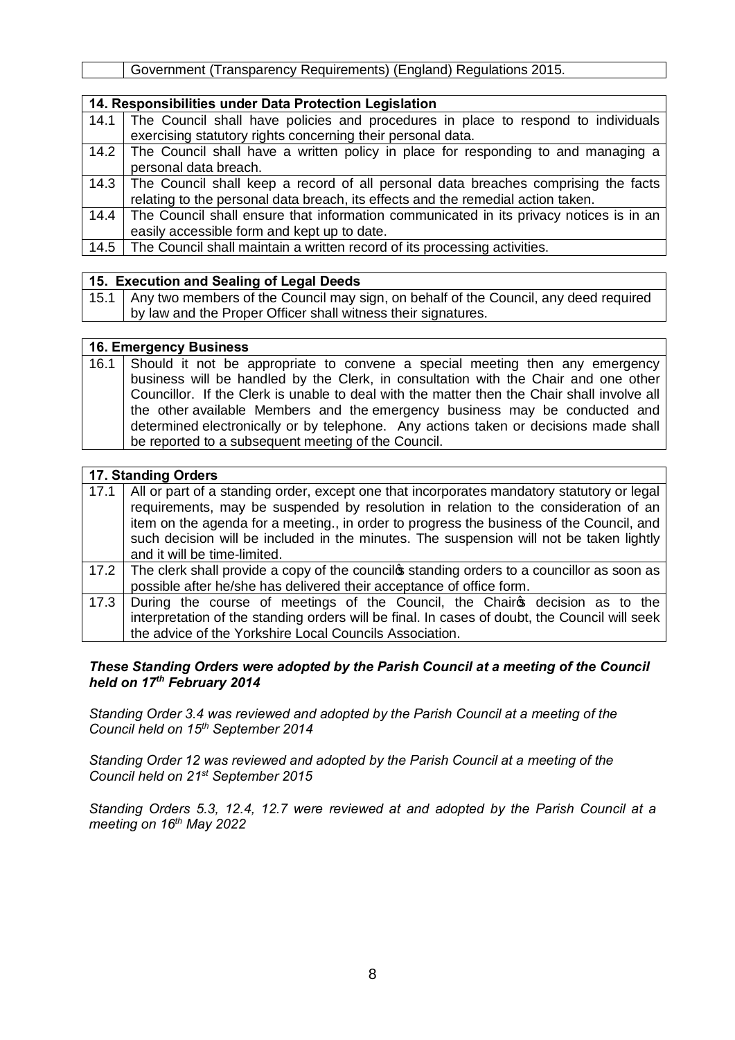| | |
|---|---|
| | Government (Transparency Requirements) (England) Regulations 2015. |

| **14. Responsibilities under Data Protection Legislation** | |
|---|---|
| 14.1 | The Council shall have policies and procedures in place to respond to individuals exercising statutory rights concerning their personal data. |
| 14.2 | The Council shall have a written policy in place for responding to and managing a personal data breach. |
| 14.3 | The Council shall keep a record of all personal data breaches comprising the facts relating to the personal data breach, its effects and the remedial action taken. |
| 14.4 | The Council shall ensure that information communicated in its privacy notices is in an easily accessible form and kept up to date. |
| 14.5 | The Council shall maintain a written record of its processing activities. |

| **15. Execution and Sealing of Legal Deeds** | |
|---|---|
| 15.1 | Any two members of the Council may sign, on behalf of the Council, any deed required by law and the Proper Officer shall witness their signatures. |

| **16. Emergency Business** | |
|---|---|
| 16.1 | Should it not be appropriate to convene a special meeting then any emergency business will be handled by the Clerk, in consultation with the Chair and one other Councillor. If the Clerk is unable to deal with the matter then the Chair shall involve all the other available Members and the emergency business may be conducted and determined electronically or by telephone. Any actions taken or decisions made shall be reported to a subsequent meeting of the Council. |

| **17. Standing Orders** | |
|---|---|
| 17.1 | All or part of a standing order, except one that incorporates mandatory statutory or legal requirements, may be suspended by resolution in relation to the consideration of an item on the agenda for a meeting., in order to progress the business of the Council, and such decision will be included in the minutes. The suspension will not be taken lightly and it will be time-limited. |
| 17.2 | The clerk shall provide a copy of the council's standing orders to a councillor as soon as possible after he/she has delivered their acceptance of office form. |
| 17.3 | During the course of meetings of the Council, the Chair's decision as to the interpretation of the standing orders will be final. In cases of doubt, the Council will seek the advice of the Yorkshire Local Councils Association. |

***These Standing Orders were adopted by the Parish Council at a meeting of the Council held on 17th February 2014***

*Standing Order 3.4 was reviewed and adopted by the Parish Council at a meeting of the Council held on 15th September 2014*

*Standing Order 12 was reviewed and adopted by the Parish Council at a meeting of the Council held on 21st September 2015*

*Standing Orders 5.3, 12.4, 12.7 were reviewed at and adopted by the Parish Council at a meeting on 16th May 2022*